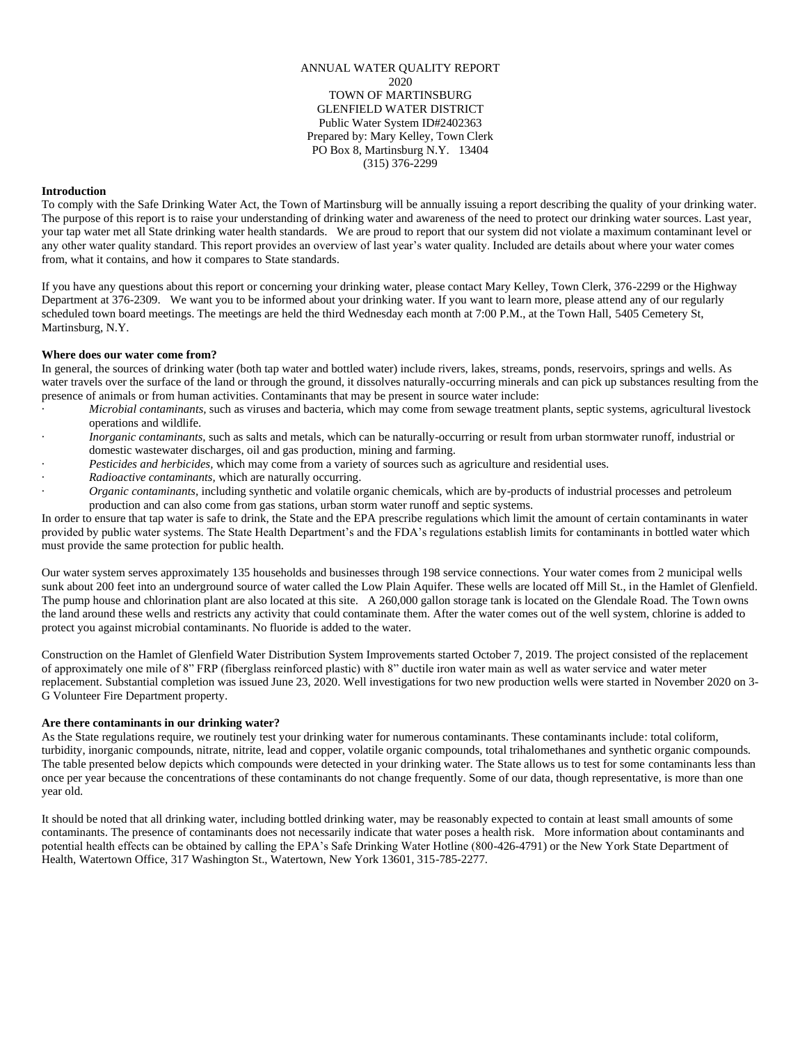ANNUAL WATER QUALITY REPORT
2020
TOWN OF MARTINSBURG
GLENFIELD WATER DISTRICT
Public Water System ID#2402363
Prepared by: Mary Kelley, Town Clerk
PO Box 8, Martinsburg N.Y. 13404
(315) 376-2299

**Introduction**

To comply with the Safe Drinking Water Act, the Town of Martinsburg will be annually issuing a report describing the quality of your drinking water. The purpose of this report is to raise your understanding of drinking water and awareness of the need to protect our drinking water sources. Last year, your tap water met all State drinking water health standards. We are proud to report that our system did not violate a maximum contaminant level or any other water quality standard. This report provides an overview of last year's water quality. Included are details about where your water comes from, what it contains, and how it compares to State standards.

If you have any questions about this report or concerning your drinking water, please contact Mary Kelley, Town Clerk, 376-2299 or the Highway Department at 376-2309. We want you to be informed about your drinking water. If you want to learn more, please attend any of our regularly scheduled town board meetings. The meetings are held the third Wednesday each month at 7:00 P.M., at the Town Hall, 5405 Cemetery St, Martinsburg, N.Y.

**Where does our water come from?**

In general, the sources of drinking water (both tap water and bottled water) include rivers, lakes, streams, ponds, reservoirs, springs and wells. As water travels over the surface of the land or through the ground, it dissolves naturally-occurring minerals and can pick up substances resulting from the presence of animals or from human activities. Contaminants that may be present in source water include:

- *Microbial contaminants,* such as viruses and bacteria, which may come from sewage treatment plants, septic systems, agricultural livestock operations and wildlife.
- *Inorganic contaminants,* such as salts and metals, which can be naturally-occurring or result from urban stormwater runoff, industrial or domestic wastewater discharges, oil and gas production, mining and farming.
- *Pesticides and herbicides,* which may come from a variety of sources such as agriculture and residential uses.
- *Radioactive contaminants,* which are naturally occurring.
- *Organic contaminants,* including synthetic and volatile organic chemicals, which are by-products of industrial processes and petroleum production and can also come from gas stations, urban storm water runoff and septic systems.

In order to ensure that tap water is safe to drink, the State and the EPA prescribe regulations which limit the amount of certain contaminants in water provided by public water systems. The State Health Department's and the FDA's regulations establish limits for contaminants in bottled water which must provide the same protection for public health.

Our water system serves approximately 135 households and businesses through 198 service connections. Your water comes from 2 municipal wells sunk about 200 feet into an underground source of water called the Low Plain Aquifer. These wells are located off Mill St., in the Hamlet of Glenfield. The pump house and chlorination plant are also located at this site. A 260,000 gallon storage tank is located on the Glendale Road. The Town owns the land around these wells and restricts any activity that could contaminate them. After the water comes out of the well system, chlorine is added to protect you against microbial contaminants. No fluoride is added to the water.

Construction on the Hamlet of Glenfield Water Distribution System Improvements started October 7, 2019. The project consisted of the replacement of approximately one mile of 8" FRP (fiberglass reinforced plastic) with 8" ductile iron water main as well as water service and water meter replacement. Substantial completion was issued June 23, 2020. Well investigations for two new production wells were started in November 2020 on 3-G Volunteer Fire Department property.

**Are there contaminants in our drinking water?**

As the State regulations require, we routinely test your drinking water for numerous contaminants. These contaminants include: total coliform, turbidity, inorganic compounds, nitrate, nitrite, lead and copper, volatile organic compounds, total trihalomethanes and synthetic organic compounds. The table presented below depicts which compounds were detected in your drinking water. The State allows us to test for some contaminants less than once per year because the concentrations of these contaminants do not change frequently. Some of our data, though representative, is more than one year old.

It should be noted that all drinking water, including bottled drinking water, may be reasonably expected to contain at least small amounts of some contaminants. The presence of contaminants does not necessarily indicate that water poses a health risk. More information about contaminants and potential health effects can be obtained by calling the EPA's Safe Drinking Water Hotline (800-426-4791) or the New York State Department of Health, Watertown Office, 317 Washington St., Watertown, New York 13601, 315-785-2277.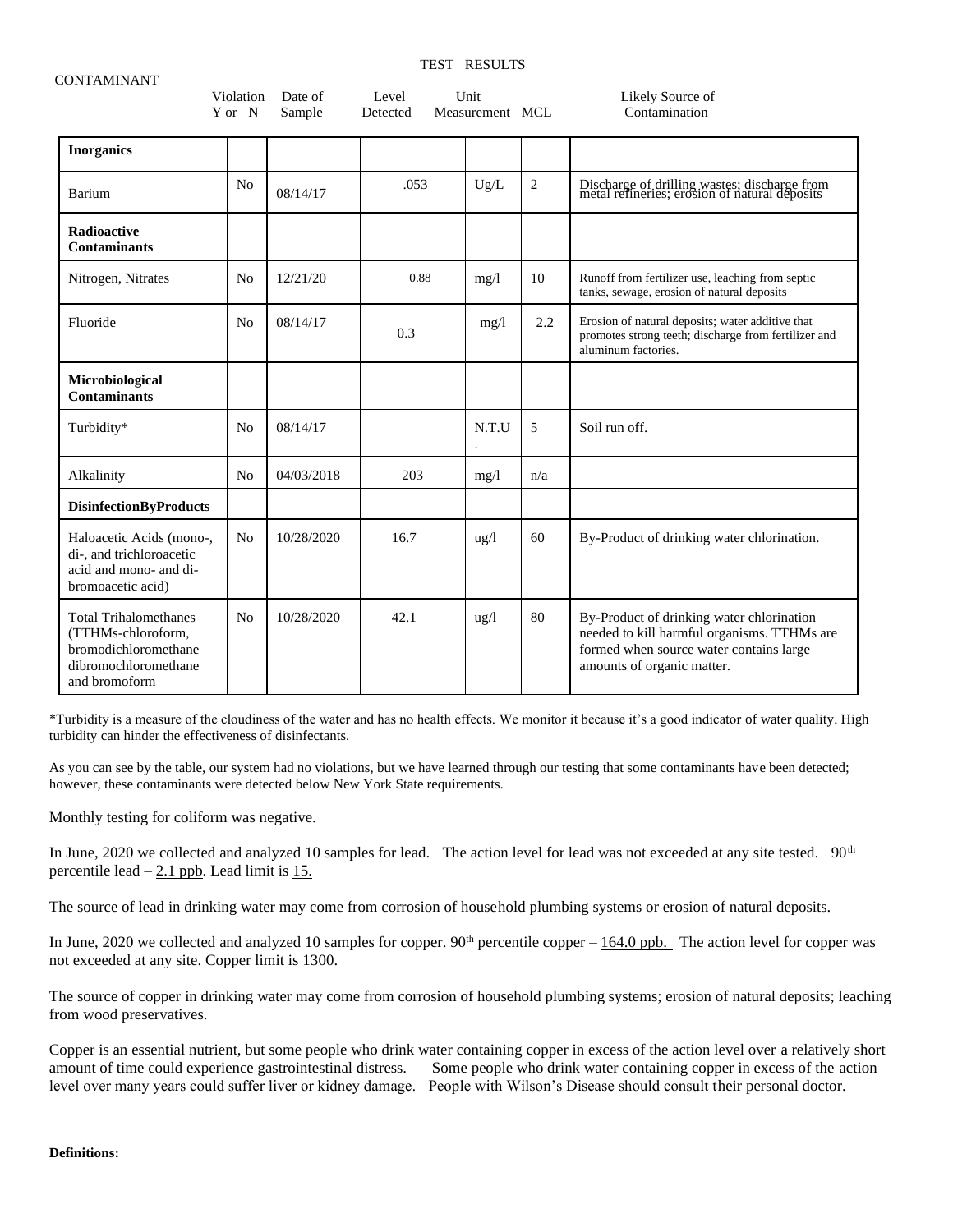TEST RESULTS

| CONTAMINANT | Violation Y or N | Date of Sample | Level Detected | Unit Measurement | MCL | Likely Source of Contamination |
|---|---|---|---|---|---|---|
| **Inorganics** | | | | | | |
| Barium | No | 08/14/17 | .053 | Ug/L | 2 | Discharge of drilling wastes; discharge from metal refineries; erosion of natural deposits |
| **Radioactive Contaminants** | | | | | | |
| Nitrogen, Nitrates | No | 12/21/20 | 0.88 | mg/l | 10 | Runoff from fertilizer use, leaching from septic tanks, sewage, erosion of natural deposits |
| Fluoride | No | 08/14/17 | 0.3 | mg/l | 2.2 | Erosion of natural deposits; water additive that promotes strong teeth; discharge from fertilizer and aluminum factories. |
| **Microbiological Contaminants** | | | | | | |
| Turbidity* | No | 08/14/17 | | N.T.U. | 5 | Soil run off. |
| Alkalinity | No | 04/03/2018 | 203 | mg/l | n/a | |
| **DisinfectionByProducts** | | | | | | |
| Haloacetic Acids (mono-, di-, and trichloroacetic acid and mono- and di-bromoacetic acid) | No | 10/28/2020 | 16.7 | ug/l | 60 | By-Product of drinking water chlorination. |
| Total Trihalomethanes (TTHMs-chloroform, bromodichloromethane dibromochloromethane and bromoform | No | 10/28/2020 | 42.1 | ug/l | 80 | By-Product of drinking water chlorination needed to kill harmful organisms. TTHMs are formed when source water contains large amounts of organic matter. |

*Turbidity is a measure of the cloudiness of the water and has no health effects. We monitor it because it's a good indicator of water quality. High turbidity can hinder the effectiveness of disinfectants.

As you can see by the table, our system had no violations, but we have learned through our testing that some contaminants have been detected; however, these contaminants were detected below New York State requirements.

Monthly testing for coliform was negative.

In June, 2020 we collected and analyzed 10 samples for lead. The action level for lead was not exceeded at any site tested. 90th percentile lead – 2.1 ppb. Lead limit is 15.

The source of lead in drinking water may come from corrosion of household plumbing systems or erosion of natural deposits.

In June, 2020 we collected and analyzed 10 samples for copper. 90th percentile copper – 164.0 ppb. The action level for copper was not exceeded at any site. Copper limit is 1300.

The source of copper in drinking water may come from corrosion of household plumbing systems; erosion of natural deposits; leaching from wood preservatives.

Copper is an essential nutrient, but some people who drink water containing copper in excess of the action level over a relatively short amount of time could experience gastrointestinal distress. Some people who drink water containing copper in excess of the action level over many years could suffer liver or kidney damage. People with Wilson's Disease should consult their personal doctor.

**Definitions:**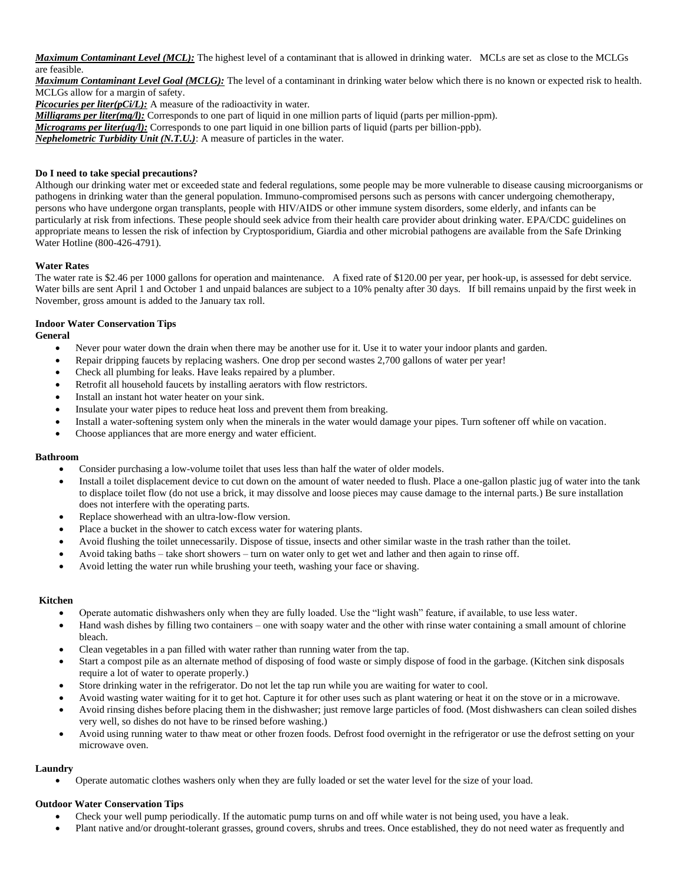***Maximum Contaminant Level (MCL):*** The highest level of a contaminant that is allowed in drinking water. MCLs are set as close to the MCLGs are feasible.
***Maximum Contaminant Level Goal (MCLG):*** The level of a contaminant in drinking water below which there is no known or expected risk to health. MCLGs allow for a margin of safety.
***Picocuries per liter(pCi/L):*** A measure of the radioactivity in water.
***Milligrams per liter(mg/l):*** Corresponds to one part of liquid in one million parts of liquid (parts per million-ppm).
***Micrograms per liter(ug/l):*** Corresponds to one part liquid in one billion parts of liquid (parts per billion-ppb).
***Nephelometric Turbidity Unit (N.T.U.)***: A measure of particles in the water.

**Do I need to take special precautions?**
Although our drinking water met or exceeded state and federal regulations, some people may be more vulnerable to disease causing microorganisms or pathogens in drinking water than the general population. Immuno-compromised persons such as persons with cancer undergoing chemotherapy, persons who have undergone organ transplants, people with HIV/AIDS or other immune system disorders, some elderly, and infants can be particularly at risk from infections. These people should seek advice from their health care provider about drinking water. EPA/CDC guidelines on appropriate means to lessen the risk of infection by Cryptosporidium, Giardia and other microbial pathogens are available from the Safe Drinking Water Hotline (800-426-4791).

**Water Rates**
The water rate is $2.46 per 1000 gallons for operation and maintenance. A fixed rate of $120.00 per year, per hook-up, is assessed for debt service. Water bills are sent April 1 and October 1 and unpaid balances are subject to a 10% penalty after 30 days. If bill remains unpaid by the first week in November, gross amount is added to the January tax roll.

**Indoor Water Conservation Tips**
**General**
- Never pour water down the drain when there may be another use for it. Use it to water your indoor plants and garden.
- Repair dripping faucets by replacing washers. One drop per second wastes 2,700 gallons of water per year!
- Check all plumbing for leaks. Have leaks repaired by a plumber.
- Retrofit all household faucets by installing aerators with flow restrictors.
- Install an instant hot water heater on your sink.
- Insulate your water pipes to reduce heat loss and prevent them from breaking.
- Install a water-softening system only when the minerals in the water would damage your pipes. Turn softener off while on vacation.
- Choose appliances that are more energy and water efficient.

**Bathroom**
- Consider purchasing a low-volume toilet that uses less than half the water of older models.
- Install a toilet displacement device to cut down on the amount of water needed to flush. Place a one-gallon plastic jug of water into the tank to displace toilet flow (do not use a brick, it may dissolve and loose pieces may cause damage to the internal parts.) Be sure installation does not interfere with the operating parts.
- Replace showerhead with an ultra-low-flow version.
- Place a bucket in the shower to catch excess water for watering plants.
- Avoid flushing the toilet unnecessarily. Dispose of tissue, insects and other similar waste in the trash rather than the toilet.
- Avoid taking baths – take short showers – turn on water only to get wet and lather and then again to rinse off.
- Avoid letting the water run while brushing your teeth, washing your face or shaving.

**Kitchen**
- Operate automatic dishwashers only when they are fully loaded. Use the "light wash" feature, if available, to use less water.
- Hand wash dishes by filling two containers – one with soapy water and the other with rinse water containing a small amount of chlorine bleach.
- Clean vegetables in a pan filled with water rather than running water from the tap.
- Start a compost pile as an alternate method of disposing of food waste or simply dispose of food in the garbage. (Kitchen sink disposals require a lot of water to operate properly.)
- Store drinking water in the refrigerator. Do not let the tap run while you are waiting for water to cool.
- Avoid wasting water waiting for it to get hot. Capture it for other uses such as plant watering or heat it on the stove or in a microwave.
- Avoid rinsing dishes before placing them in the dishwasher; just remove large particles of food. (Most dishwashers can clean soiled dishes very well, so dishes do not have to be rinsed before washing.)
- Avoid using running water to thaw meat or other frozen foods. Defrost food overnight in the refrigerator or use the defrost setting on your microwave oven.

**Laundry**
- Operate automatic clothes washers only when they are fully loaded or set the water level for the size of your load.

**Outdoor Water Conservation Tips**
- Check your well pump periodically. If the automatic pump turns on and off while water is not being used, you have a leak.
- Plant native and/or drought-tolerant grasses, ground covers, shrubs and trees. Once established, they do not need water as frequently and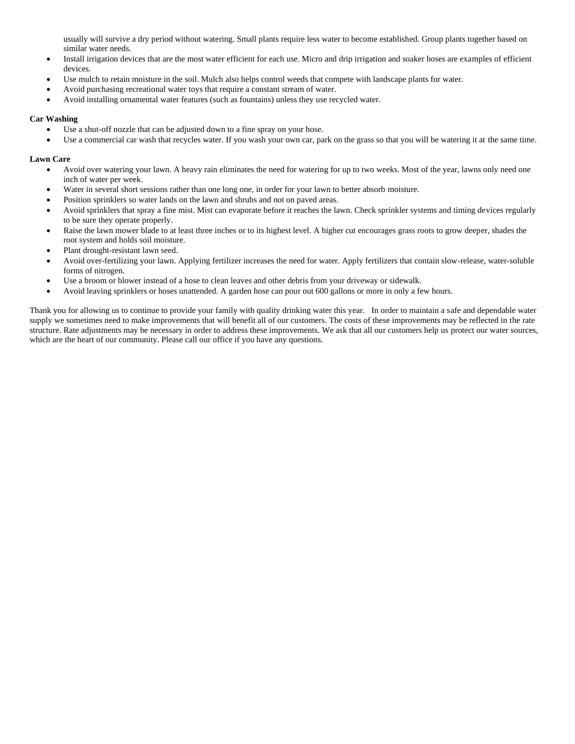usually will survive a dry period without watering. Small plants require less water to become established. Group plants together based on similar water needs.

- Install irrigation devices that are the most water efficient for each use. Micro and drip irrigation and soaker hoses are examples of efficient devices.
- Use mulch to retain moisture in the soil. Mulch also helps control weeds that compete with landscape plants for water.
- Avoid purchasing recreational water toys that require a constant stream of water.
- Avoid installing ornamental water features (such as fountains) unless they use recycled water.

**Car Washing**

- Use a shut-off nozzle that can be adjusted down to a fine spray on your hose.
- Use a commercial car wash that recycles water. If you wash your own car, park on the grass so that you will be watering it at the same time.

**Lawn Care**

- Avoid over watering your lawn. A heavy rain eliminates the need for watering for up to two weeks. Most of the year, lawns only need one inch of water per week.
- Water in several short sessions rather than one long one, in order for your lawn to better absorb moisture.
- Position sprinklers so water lands on the lawn and shrubs and not on paved areas.
- Avoid sprinklers that spray a fine mist. Mist can evaporate before it reaches the lawn. Check sprinkler systems and timing devices regularly to be sure they operate properly.
- Raise the lawn mower blade to at least three inches or to its highest level. A higher cut encourages grass roots to grow deeper, shades the root system and holds soil moisture.
- Plant drought-resistant lawn seed.
- Avoid over-fertilizing your lawn. Applying fertilizer increases the need for water. Apply fertilizers that contain slow-release, water-soluble forms of nitrogen.
- Use a broom or blower instead of a hose to clean leaves and other debris from your driveway or sidewalk.
- Avoid leaving sprinklers or hoses unattended. A garden hose can pour out 600 gallons or more in only a few hours.

Thank you for allowing us to continue to provide your family with quality drinking water this year. In order to maintain a safe and dependable water supply we sometimes need to make improvements that will benefit all of our customers. The costs of these improvements may be reflected in the rate structure. Rate adjustments may be necessary in order to address these improvements. We ask that all our customers help us protect our water sources, which are the heart of our community. Please call our office if you have any questions.